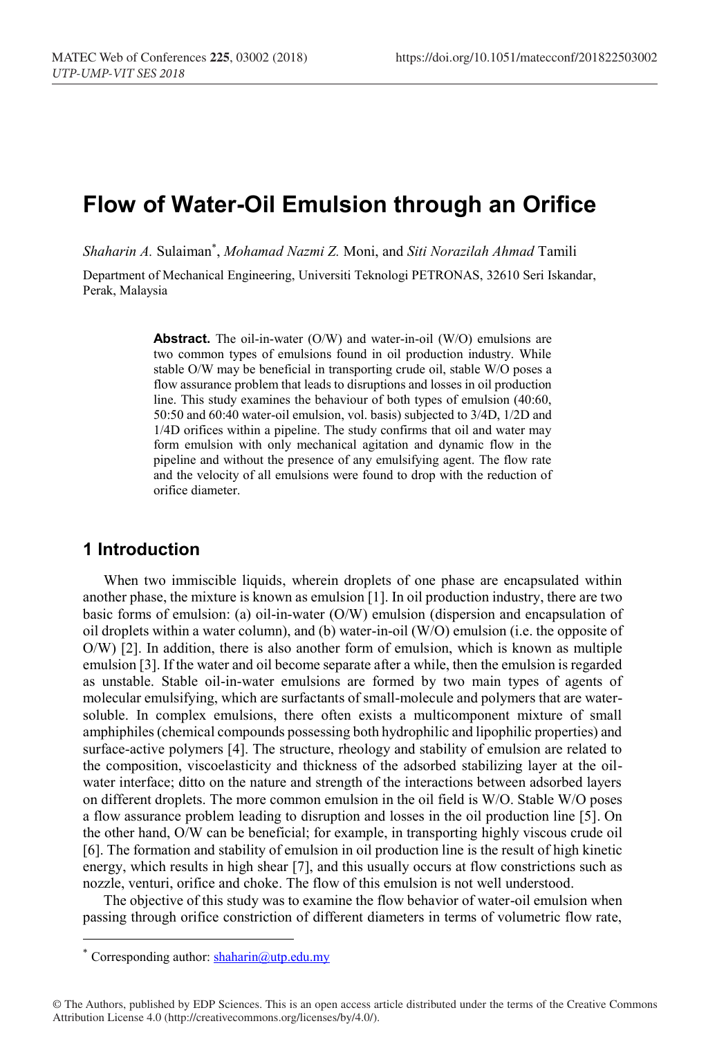# Flow of Water-Oil Emulsion through an Orifice

*Shaharin A.* Sulaiman*, *Mohamad Nazmi Z.* Moni, and *Siti Norazilah Ahmad* Tamili

Department of Mechanical Engineering, Universiti Teknologi PETRONAS, 32610 Seri Iskandar, Perak, Malaysia

**Abstract.** The oil-in-water (O/W) and water-in-oil (W/O) emulsions are two common types of emulsions found in oil production industry. While stable O/W may be beneficial in transporting crude oil, stable W/O poses a flow assurance problem that leads to disruptions and losses in oil production line. This study examines the behaviour of both types of emulsion (40:60, 50:50 and 60:40 water-oil emulsion, vol. basis) subjected to 3/4D, 1/2D and 1/4D orifices within a pipeline. The study confirms that oil and water may form emulsion with only mechanical agitation and dynamic flow in the pipeline and without the presence of any emulsifying agent. The flow rate and the velocity of all emulsions were found to drop with the reduction of orifice diameter.

## 1 Introduction

When two immiscible liquids, wherein droplets of one phase are encapsulated within another phase, the mixture is known as emulsion [1]. In oil production industry, there are two basic forms of emulsion: (a) oil-in-water (O/W) emulsion (dispersion and encapsulation of oil droplets within a water column), and (b) water-in-oil (W/O) emulsion (i.e. the opposite of O/W) [2]. In addition, there is also another form of emulsion, which is known as multiple emulsion [3]. If the water and oil become separate after a while, then the emulsion is regarded as unstable. Stable oil-in-water emulsions are formed by two main types of agents of molecular emulsifying, which are surfactants of small-molecule and polymers that are water-soluble. In complex emulsions, there often exists a multicomponent mixture of small amphiphiles (chemical compounds possessing both hydrophilic and lipophilic properties) and surface-active polymers [4]. The structure, rheology and stability of emulsion are related to the composition, viscoelasticity and thickness of the adsorbed stabilizing layer at the oil-water interface; ditto on the nature and strength of the interactions between adsorbed layers on different droplets. The more common emulsion in the oil field is W/O. Stable W/O poses a flow assurance problem leading to disruption and losses in the oil production line [5]. On the other hand, O/W can be beneficial; for example, in transporting highly viscous crude oil [6]. The formation and stability of emulsion in oil production line is the result of high kinetic energy, which results in high shear [7], and this usually occurs at flow constrictions such as nozzle, venturi, orifice and choke. The flow of this emulsion is not well understood.

The objective of this study was to examine the flow behavior of water-oil emulsion when passing through orifice constriction of different diameters in terms of volumetric flow rate,

---

* Corresponding author: shaharin@utp.edu.my

© The Authors, published by EDP Sciences. This is an open access article distributed under the terms of the Creative Commons Attribution License 4.0 (http://creativecommons.org/licenses/by/4.0/).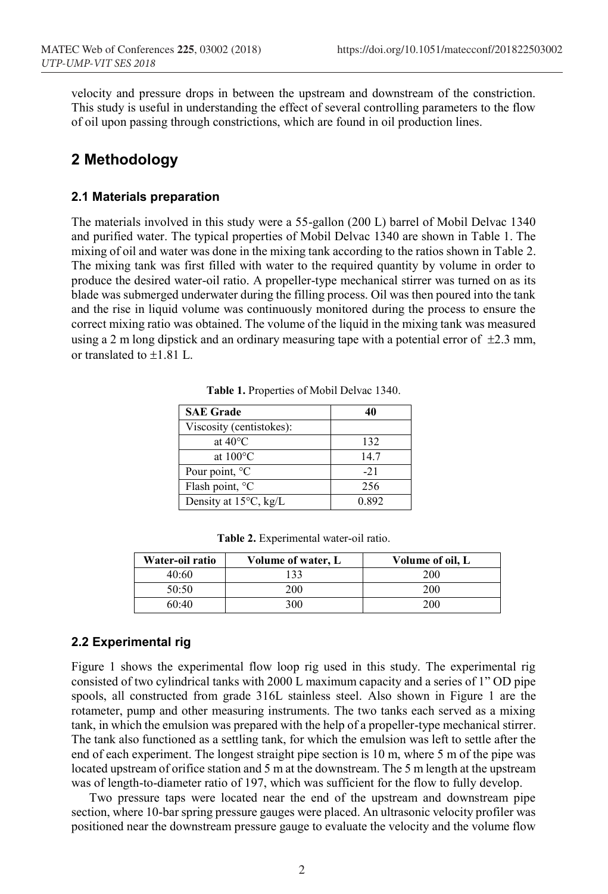velocity and pressure drops in between the upstream and downstream of the constriction. This study is useful in understanding the effect of several controlling parameters to the flow of oil upon passing through constrictions, which are found in oil production lines.

## 2 Methodology

### 2.1 Materials preparation

The materials involved in this study were a 55-gallon (200 L) barrel of Mobil Delvac 1340 and purified water. The typical properties of Mobil Delvac 1340 are shown in Table 1. The mixing of oil and water was done in the mixing tank according to the ratios shown in Table 2. The mixing tank was first filled with water to the required quantity by volume in order to produce the desired water-oil ratio. A propeller-type mechanical stirrer was turned on as its blade was submerged underwater during the filling process. Oil was then poured into the tank and the rise in liquid volume was continuously monitored during the process to ensure the correct mixing ratio was obtained. The volume of the liquid in the mixing tank was measured using a 2 m long dipstick and an ordinary measuring tape with a potential error of $\pm 2.3$ mm, or translated to $\pm 1.81$ L.

**Table 1.** Properties of Mobil Delvac 1340.

| **SAE Grade** | **40** |
|---|---|
| Viscosity (centistokes): | |
| at 40°C | 132 |
| at 100°C | 14.7 |
| Pour point, °C | -21 |
| Flash point, °C | 256 |
| Density at 15°C, kg/L | 0.892 |

**Table 2.** Experimental water-oil ratio.

| Water-oil ratio | Volume of water, L | Volume of oil, L |
|---|---|---|
| 40:60 | 133 | 200 |
| 50:50 | 200 | 200 |
| 60:40 | 300 | 200 |

### 2.2 Experimental rig

Figure 1 shows the experimental flow loop rig used in this study. The experimental rig consisted of two cylindrical tanks with 2000 L maximum capacity and a series of 1" OD pipe spools, all constructed from grade 316L stainless steel. Also shown in Figure 1 are the rotameter, pump and other measuring instruments. The two tanks each served as a mixing tank, in which the emulsion was prepared with the help of a propeller-type mechanical stirrer. The tank also functioned as a settling tank, for which the emulsion was left to settle after the end of each experiment. The longest straight pipe section is 10 m, where 5 m of the pipe was located upstream of orifice station and 5 m at the downstream. The 5 m length at the upstream was of length-to-diameter ratio of 197, which was sufficient for the flow to fully develop.

Two pressure taps were located near the end of the upstream and downstream pipe section, where 10-bar spring pressure gauges were placed. An ultrasonic velocity profiler was positioned near the downstream pressure gauge to evaluate the velocity and the volume flow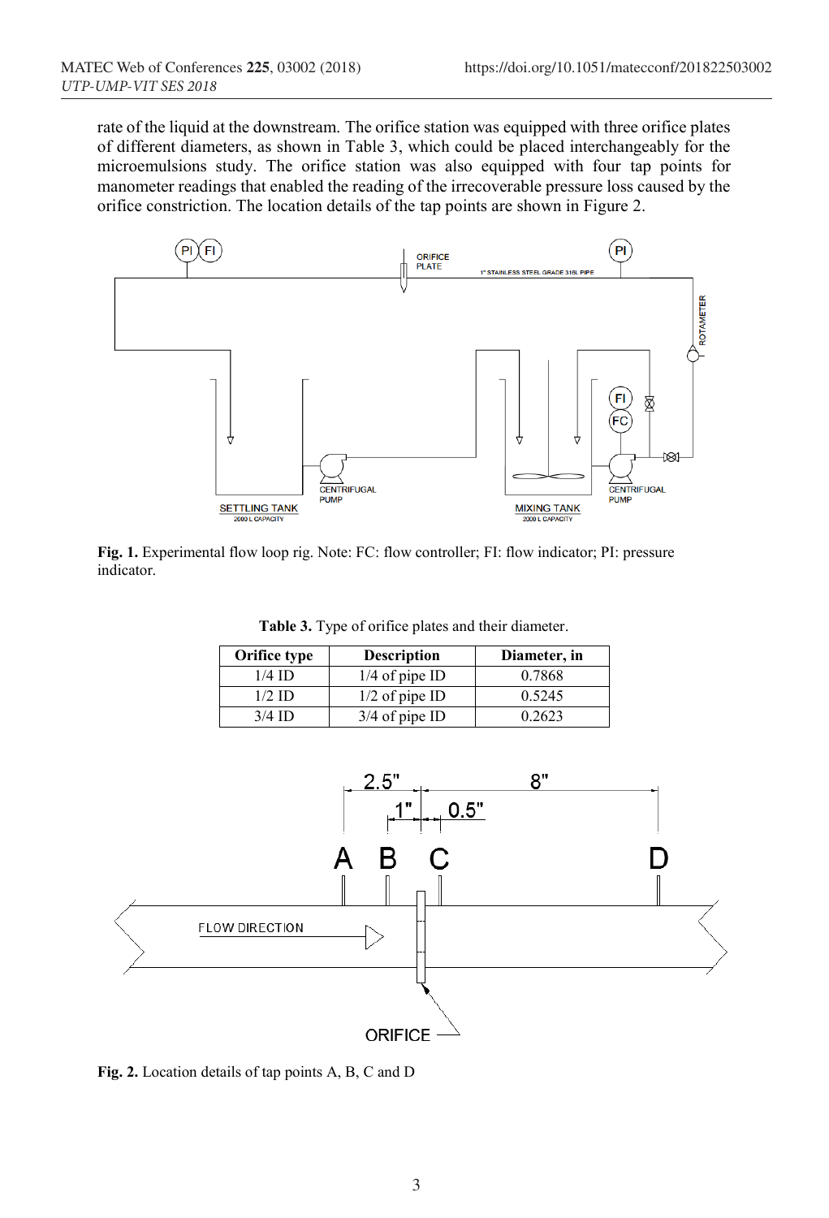rate of the liquid at the downstream. The orifice station was equipped with three orifice plates of different diameters, as shown in Table 3, which could be placed interchangeably for the microemulsions study. The orifice station was also equipped with four tap points for manometer readings that enabled the reading of the irrecoverable pressure loss caused by the orifice constriction. The location details of the tap points are shown in Figure 2.

**Fig. 1.** Experimental flow loop rig. Note: FC: flow controller; FI: flow indicator; PI: pressure indicator.

**Table 3.** Type of orifice plates and their diameter.

| Orifice type | Description | Diameter, in |
|---|---|---|
| 1/4 ID | 1/4 of pipe ID | 0.7868 |
| 1/2 ID | 1/2 of pipe ID | 0.5245 |
| 3/4 ID | 3/4 of pipe ID | 0.2623 |

**Fig. 2.** Location details of tap points A, B, C and D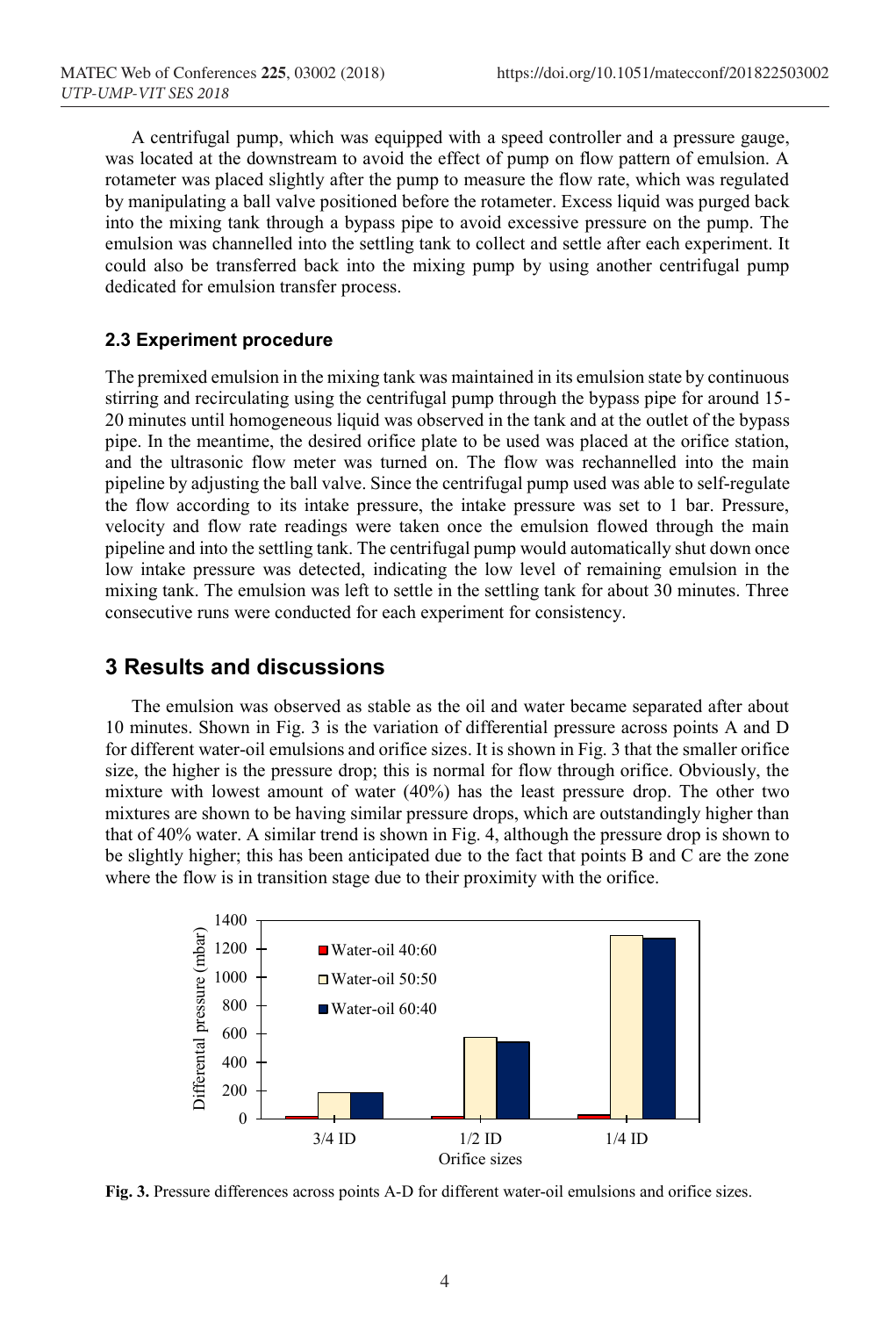A centrifugal pump, which was equipped with a speed controller and a pressure gauge, was located at the downstream to avoid the effect of pump on flow pattern of emulsion. A rotameter was placed slightly after the pump to measure the flow rate, which was regulated by manipulating a ball valve positioned before the rotameter. Excess liquid was purged back into the mixing tank through a bypass pipe to avoid excessive pressure on the pump. The emulsion was channelled into the settling tank to collect and settle after each experiment. It could also be transferred back into the mixing pump by using another centrifugal pump dedicated for emulsion transfer process.

### 2.3 Experiment procedure

The premixed emulsion in the mixing tank was maintained in its emulsion state by continuous stirring and recirculating using the centrifugal pump through the bypass pipe for around 15-20 minutes until homogeneous liquid was observed in the tank and at the outlet of the bypass pipe. In the meantime, the desired orifice plate to be used was placed at the orifice station, and the ultrasonic flow meter was turned on. The flow was rechannelled into the main pipeline by adjusting the ball valve. Since the centrifugal pump used was able to self-regulate the flow according to its intake pressure, the intake pressure was set to 1 bar. Pressure, velocity and flow rate readings were taken once the emulsion flowed through the main pipeline and into the settling tank. The centrifugal pump would automatically shut down once low intake pressure was detected, indicating the low level of remaining emulsion in the mixing tank. The emulsion was left to settle in the settling tank for about 30 minutes. Three consecutive runs were conducted for each experiment for consistency.

## 3 Results and discussions

The emulsion was observed as stable as the oil and water became separated after about 10 minutes. Shown in Fig. 3 is the variation of differential pressure across points A and D for different water-oil emulsions and orifice sizes. It is shown in Fig. 3 that the smaller orifice size, the higher is the pressure drop; this is normal for flow through orifice. Obviously, the mixture with lowest amount of water (40%) has the least pressure drop. The other two mixtures are shown to be having similar pressure drops, which are outstandingly higher than that of 40% water. A similar trend is shown in Fig. 4, although the pressure drop is shown to be slightly higher; this has been anticipated due to the fact that points B and C are the zone where the flow is in transition stage due to their proximity with the orifice.

**Fig. 3.** Pressure differences across points A-D for different water-oil emulsions and orifice sizes.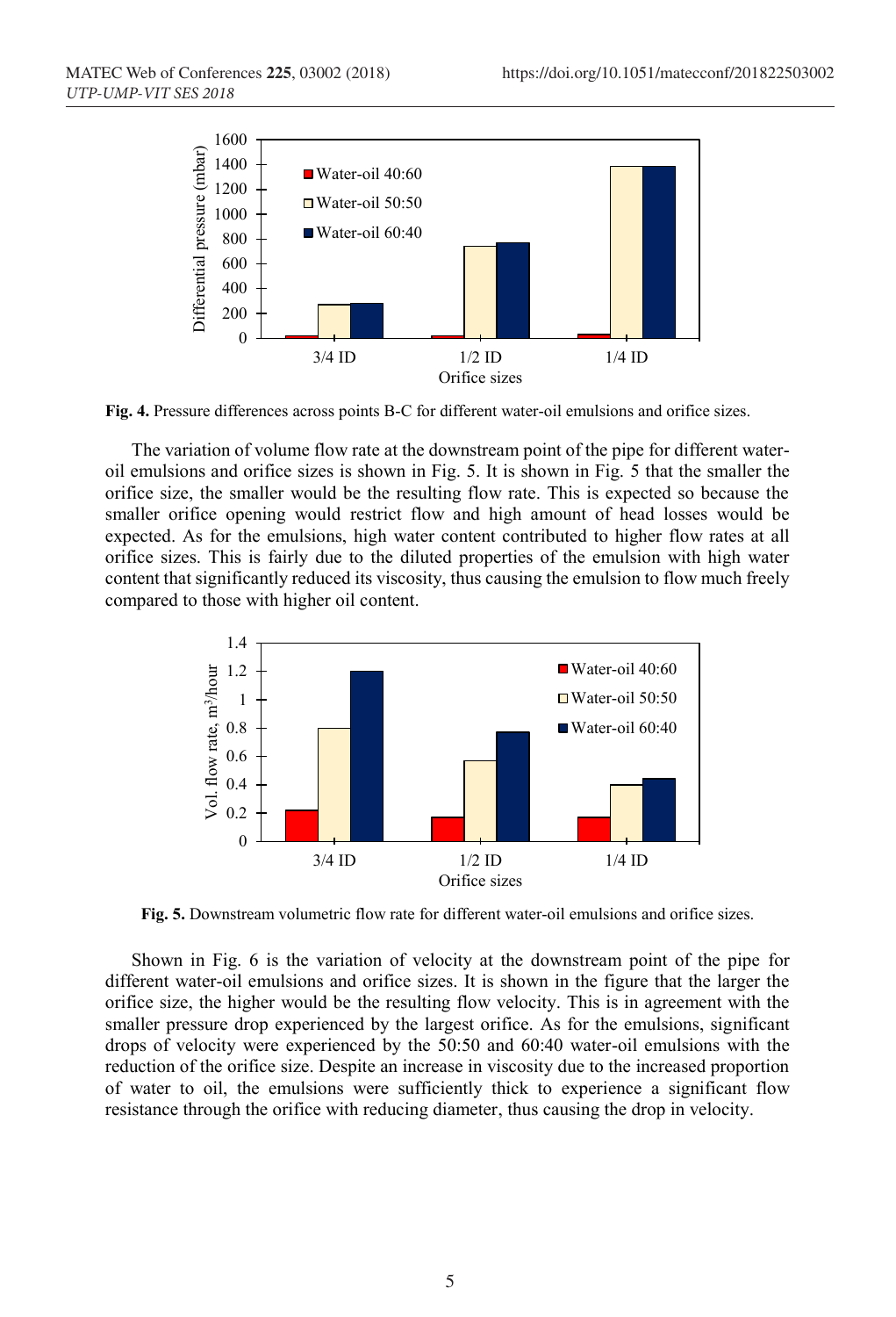**Fig. 4.** Pressure differences across points B-C for different water-oil emulsions and orifice sizes.

The variation of volume flow rate at the downstream point of the pipe for different water-oil emulsions and orifice sizes is shown in Fig. 5. It is shown in Fig. 5 that the smaller the orifice size, the smaller would be the resulting flow rate. This is expected so because the smaller orifice opening would restrict flow and high amount of head losses would be expected. As for the emulsions, high water content contributed to higher flow rates at all orifice sizes. This is fairly due to the diluted properties of the emulsion with high water content that significantly reduced its viscosity, thus causing the emulsion to flow much freely compared to those with higher oil content.

**Fig. 5.** Downstream volumetric flow rate for different water-oil emulsions and orifice sizes.

Shown in Fig. 6 is the variation of velocity at the downstream point of the pipe for different water-oil emulsions and orifice sizes. It is shown in the figure that the larger the orifice size, the higher would be the resulting flow velocity. This is in agreement with the smaller pressure drop experienced by the largest orifice. As for the emulsions, significant drops of velocity were experienced by the 50:50 and 60:40 water-oil emulsions with the reduction of the orifice size. Despite an increase in viscosity due to the increased proportion of water to oil, the emulsions were sufficiently thick to experience a significant flow resistance through the orifice with reducing diameter, thus causing the drop in velocity.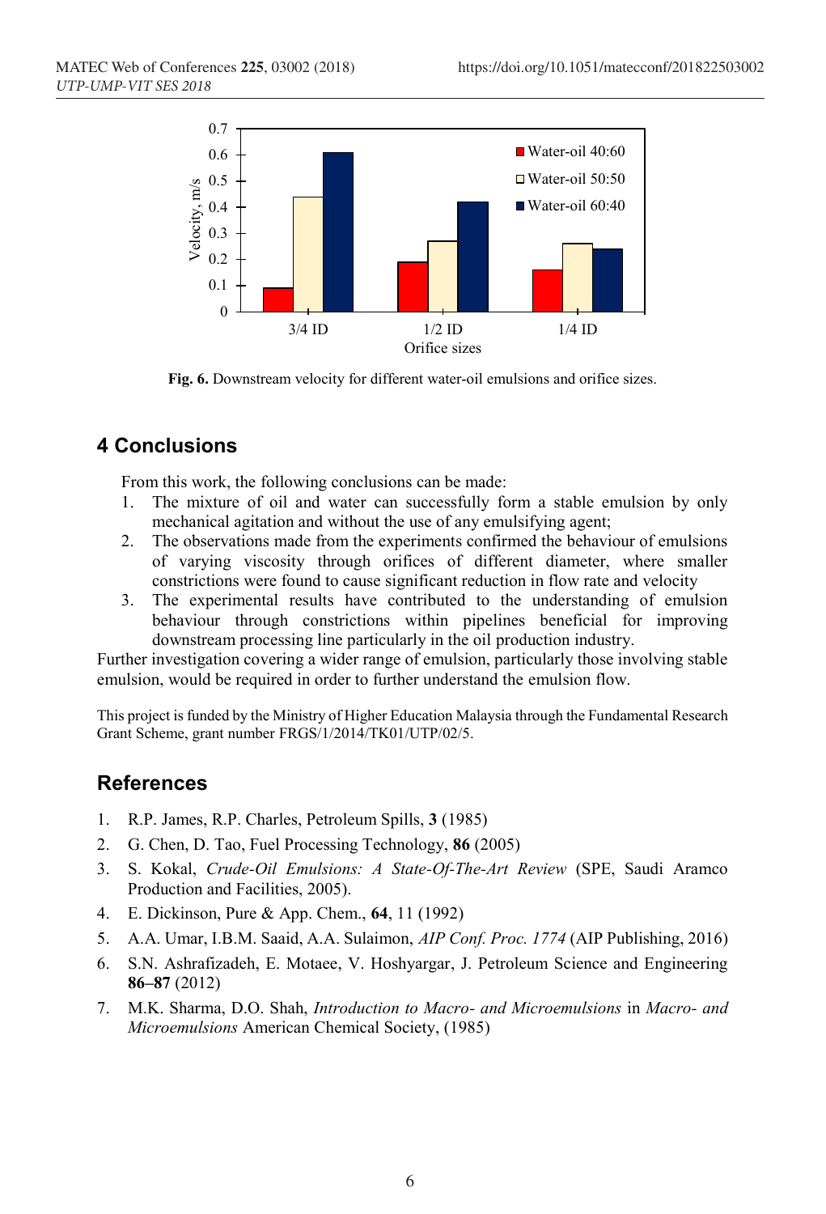0.7
0.6
0.5
0.4
0.3
0.2
0.1
0

Velocity, m/s

Water-oil 40:60
Water-oil 50:50
Water-oil 60:40

3/4 ID
1/2 ID
1/4 ID

Orifice sizes

**Fig. 6.** Downstream velocity for different water-oil emulsions and orifice sizes.

## 4 Conclusions

From this work, the following conclusions can be made:

1. The mixture of oil and water can successfully form a stable emulsion by only mechanical agitation and without the use of any emulsifying agent;
2. The observations made from the experiments confirmed the behaviour of emulsions of varying viscosity through orifices of different diameter, where smaller constrictions were found to cause significant reduction in flow rate and velocity
3. The experimental results have contributed to the understanding of emulsion behaviour through constrictions within pipelines beneficial for improving downstream processing line particularly in the oil production industry.

Further investigation covering a wider range of emulsion, particularly those involving stable emulsion, would be required in order to further understand the emulsion flow.

This project is funded by the Ministry of Higher Education Malaysia through the Fundamental Research Grant Scheme, grant number FRGS/1/2014/TK01/UTP/02/5.

## References

1. R.P. James, R.P. Charles, Petroleum Spills, **3** (1985)
2. G. Chen, D. Tao, Fuel Processing Technology, **86** (2005)
3. S. Kokal, *Crude-Oil Emulsions: A State-Of-The-Art Review* (SPE, Saudi Aramco Production and Facilities, 2005).
4. E. Dickinson, Pure & App. Chem., **64**, 11 (1992)
5. A.A. Umar, I.B.M. Saaid, A.A. Sulaimon, *AIP Conf. Proc. 1774* (AIP Publishing, 2016)
6. S.N. Ashrafizadeh, E. Motaee, V. Hoshyargar, J. Petroleum Science and Engineering **86–87** (2012)
7. M.K. Sharma, D.O. Shah, *Introduction to Macro- and Microemulsions* in *Macro- and Microemulsions* American Chemical Society, (1985)